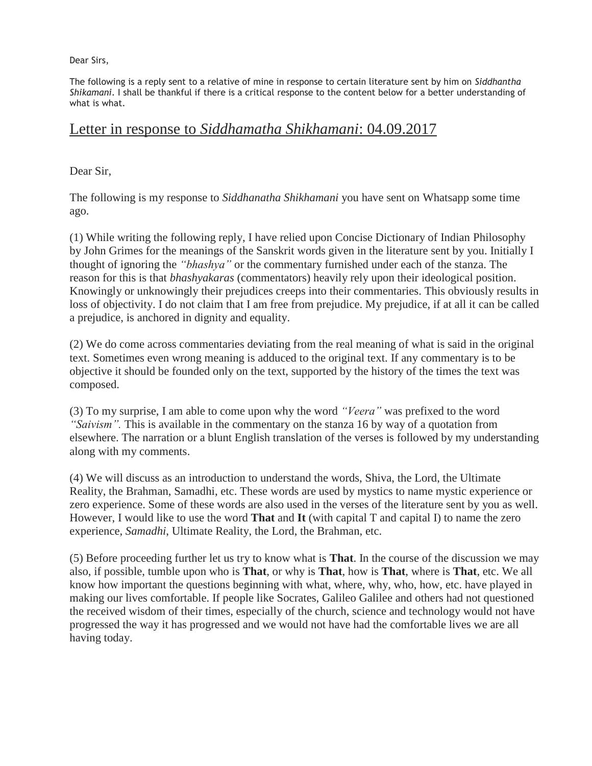Dear Sirs,

The following is a reply sent to a relative of mine in response to certain literature sent by him on *Siddhantha Shikamani*. I shall be thankful if there is a critical response to the content below for a better understanding of what is what.

## Letter in response to *Siddhamatha Shikhamani*: 04.09.2017

Dear Sir,

The following is my response to *Siddhanatha Shikhamani* you have sent on Whatsapp some time ago.

(1) While writing the following reply, I have relied upon Concise Dictionary of Indian Philosophy by John Grimes for the meanings of the Sanskrit words given in the literature sent by you. Initially I thought of ignoring the *"bhashya"* or the commentary furnished under each of the stanza. The reason for this is that *bhashyakaras* (commentators) heavily rely upon their ideological position. Knowingly or unknowingly their prejudices creeps into their commentaries. This obviously results in loss of objectivity. I do not claim that I am free from prejudice. My prejudice, if at all it can be called a prejudice, is anchored in dignity and equality.

(2) We do come across commentaries deviating from the real meaning of what is said in the original text. Sometimes even wrong meaning is adduced to the original text. If any commentary is to be objective it should be founded only on the text, supported by the history of the times the text was composed.

(3) To my surprise, I am able to come upon why the word *"Veera"* was prefixed to the word *"Saivism".* This is available in the commentary on the stanza 16 by way of a quotation from elsewhere. The narration or a blunt English translation of the verses is followed by my understanding along with my comments.

(4) We will discuss as an introduction to understand the words, Shiva, the Lord, the Ultimate Reality, the Brahman, Samadhi, etc. These words are used by mystics to name mystic experience or zero experience. Some of these words are also used in the verses of the literature sent by you as well. However, I would like to use the word **That** and **It** (with capital T and capital I) to name the zero experience, *Samadhi*, Ultimate Reality, the Lord, the Brahman, etc.

(5) Before proceeding further let us try to know what is **That**. In the course of the discussion we may also, if possible, tumble upon who is **That**, or why is **That**, how is **That**, where is **That**, etc. We all know how important the questions beginning with what, where, why, who, how, etc. have played in making our lives comfortable. If people like Socrates, Galileo Galilee and others had not questioned the received wisdom of their times, especially of the church, science and technology would not have progressed the way it has progressed and we would not have had the comfortable lives we are all having today.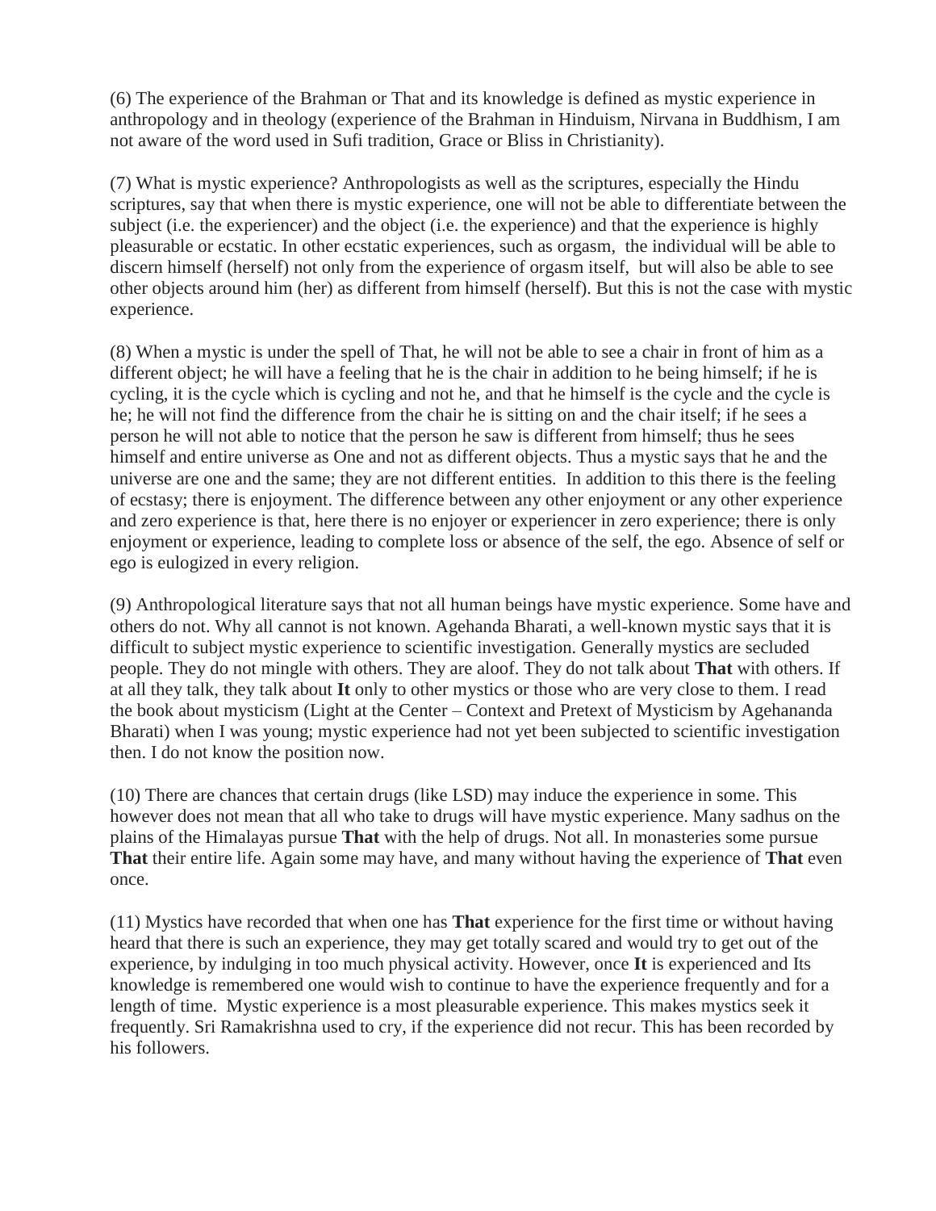(6) The experience of the Brahman or That and its knowledge is defined as mystic experience in anthropology and in theology (experience of the Brahman in Hinduism, Nirvana in Buddhism, I am not aware of the word used in Sufi tradition, Grace or Bliss in Christianity).

(7) What is mystic experience? Anthropologists as well as the scriptures, especially the Hindu scriptures, say that when there is mystic experience, one will not be able to differentiate between the subject (i.e. the experiencer) and the object (i.e. the experience) and that the experience is highly pleasurable or ecstatic. In other ecstatic experiences, such as orgasm, the individual will be able to discern himself (herself) not only from the experience of orgasm itself, but will also be able to see other objects around him (her) as different from himself (herself). But this is not the case with mystic experience.

(8) When a mystic is under the spell of That, he will not be able to see a chair in front of him as a different object; he will have a feeling that he is the chair in addition to he being himself; if he is cycling, it is the cycle which is cycling and not he, and that he himself is the cycle and the cycle is he; he will not find the difference from the chair he is sitting on and the chair itself; if he sees a person he will not able to notice that the person he saw is different from himself; thus he sees himself and entire universe as One and not as different objects. Thus a mystic says that he and the universe are one and the same; they are not different entities. In addition to this there is the feeling of ecstasy; there is enjoyment. The difference between any other enjoyment or any other experience and zero experience is that, here there is no enjoyer or experiencer in zero experience; there is only enjoyment or experience, leading to complete loss or absence of the self, the ego. Absence of self or ego is eulogized in every religion.

(9) Anthropological literature says that not all human beings have mystic experience. Some have and others do not. Why all cannot is not known. Agehanda Bharati, a well-known mystic says that it is difficult to subject mystic experience to scientific investigation. Generally mystics are secluded people. They do not mingle with others. They are aloof. They do not talk about **That** with others. If at all they talk, they talk about **It** only to other mystics or those who are very close to them. I read the book about mysticism (Light at the Center – Context and Pretext of Mysticism by Agehananda Bharati) when I was young; mystic experience had not yet been subjected to scientific investigation then. I do not know the position now.

(10) There are chances that certain drugs (like LSD) may induce the experience in some. This however does not mean that all who take to drugs will have mystic experience. Many sadhus on the plains of the Himalayas pursue **That** with the help of drugs. Not all. In monasteries some pursue **That** their entire life. Again some may have, and many without having the experience of **That** even once.

(11) Mystics have recorded that when one has **That** experience for the first time or without having heard that there is such an experience, they may get totally scared and would try to get out of the experience, by indulging in too much physical activity. However, once **It** is experienced and Its knowledge is remembered one would wish to continue to have the experience frequently and for a length of time. Mystic experience is a most pleasurable experience. This makes mystics seek it frequently. Sri Ramakrishna used to cry, if the experience did not recur. This has been recorded by his followers.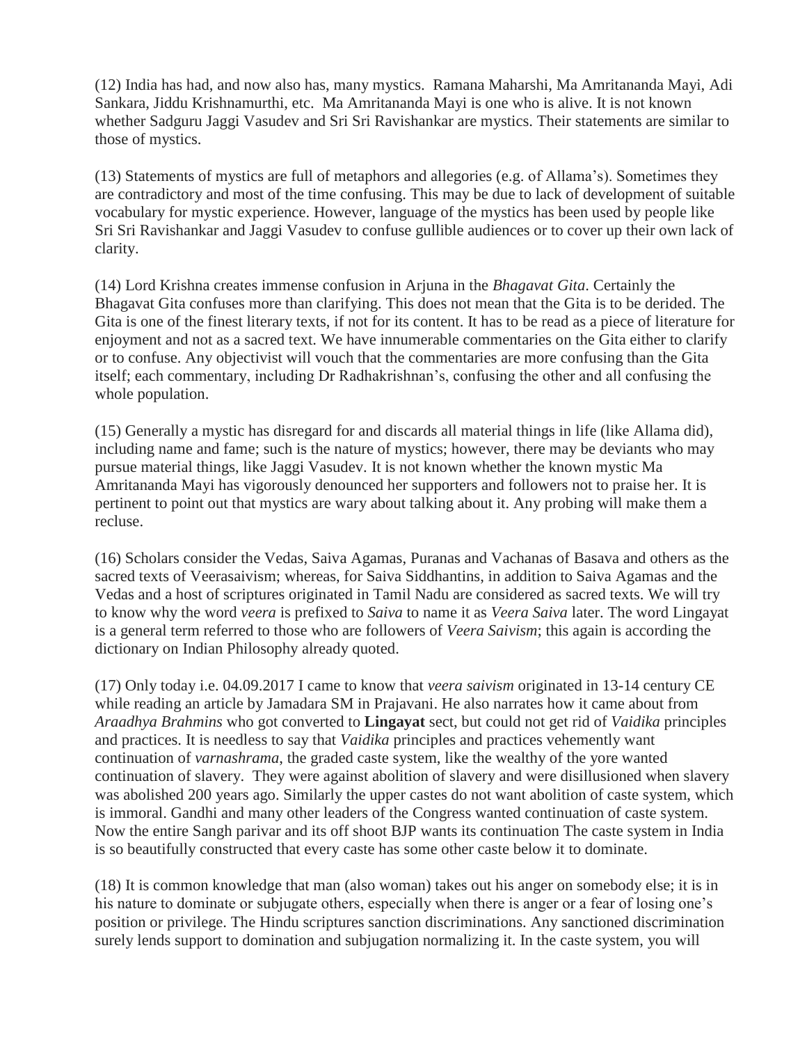(12) India has had, and now also has, many mystics. Ramana Maharshi, Ma Amritananda Mayi, Adi Sankara, Jiddu Krishnamurthi, etc. Ma Amritananda Mayi is one who is alive. It is not known whether Sadguru Jaggi Vasudev and Sri Sri Ravishankar are mystics. Their statements are similar to those of mystics.

(13) Statements of mystics are full of metaphors and allegories (e.g. of Allama's). Sometimes they are contradictory and most of the time confusing. This may be due to lack of development of suitable vocabulary for mystic experience. However, language of the mystics has been used by people like Sri Sri Ravishankar and Jaggi Vasudev to confuse gullible audiences or to cover up their own lack of clarity.

(14) Lord Krishna creates immense confusion in Arjuna in the *Bhagavat Gita*. Certainly the Bhagavat Gita confuses more than clarifying. This does not mean that the Gita is to be derided. The Gita is one of the finest literary texts, if not for its content. It has to be read as a piece of literature for enjoyment and not as a sacred text. We have innumerable commentaries on the Gita either to clarify or to confuse. Any objectivist will vouch that the commentaries are more confusing than the Gita itself; each commentary, including Dr Radhakrishnan's, confusing the other and all confusing the whole population.

(15) Generally a mystic has disregard for and discards all material things in life (like Allama did), including name and fame; such is the nature of mystics; however, there may be deviants who may pursue material things, like Jaggi Vasudev. It is not known whether the known mystic Ma Amritananda Mayi has vigorously denounced her supporters and followers not to praise her. It is pertinent to point out that mystics are wary about talking about it. Any probing will make them a recluse.

(16) Scholars consider the Vedas, Saiva Agamas, Puranas and Vachanas of Basava and others as the sacred texts of Veerasaivism; whereas, for Saiva Siddhantins, in addition to Saiva Agamas and the Vedas and a host of scriptures originated in Tamil Nadu are considered as sacred texts. We will try to know why the word *veera* is prefixed to *Saiva* to name it as *Veera Saiva* later. The word Lingayat is a general term referred to those who are followers of *Veera Saivism*; this again is according the dictionary on Indian Philosophy already quoted.

(17) Only today i.e. 04.09.2017 I came to know that *veera saivism* originated in 13-14 century CE while reading an article by Jamadara SM in Prajavani. He also narrates how it came about from *Araadhya Brahmins* who got converted to **Lingayat** sect, but could not get rid of *Vaidika* principles and practices. It is needless to say that *Vaidika* principles and practices vehemently want continuation of *varnashrama*, the graded caste system, like the wealthy of the yore wanted continuation of slavery. They were against abolition of slavery and were disillusioned when slavery was abolished 200 years ago. Similarly the upper castes do not want abolition of caste system, which is immoral. Gandhi and many other leaders of the Congress wanted continuation of caste system. Now the entire Sangh parivar and its off shoot BJP wants its continuation The caste system in India is so beautifully constructed that every caste has some other caste below it to dominate.

(18) It is common knowledge that man (also woman) takes out his anger on somebody else; it is in his nature to dominate or subjugate others, especially when there is anger or a fear of losing one's position or privilege. The Hindu scriptures sanction discriminations. Any sanctioned discrimination surely lends support to domination and subjugation normalizing it. In the caste system, you will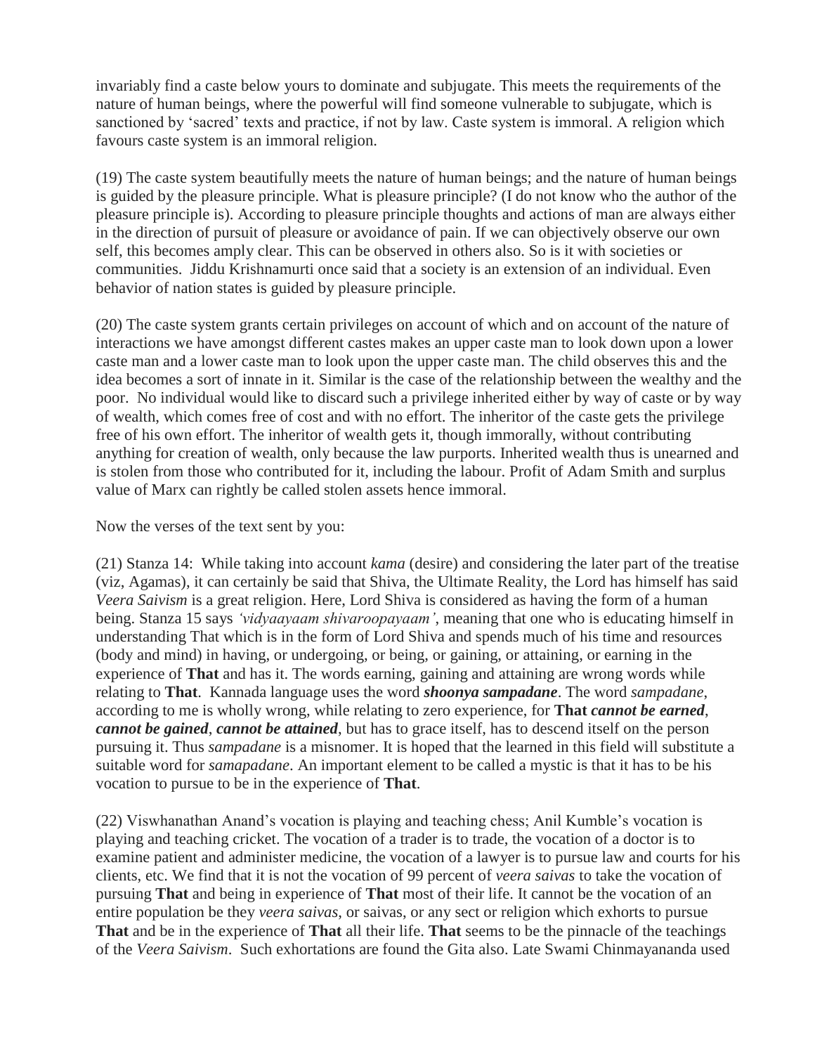invariably find a caste below yours to dominate and subjugate. This meets the requirements of the nature of human beings, where the powerful will find someone vulnerable to subjugate, which is sanctioned by 'sacred' texts and practice, if not by law. Caste system is immoral. A religion which favours caste system is an immoral religion.

(19) The caste system beautifully meets the nature of human beings; and the nature of human beings is guided by the pleasure principle. What is pleasure principle? (I do not know who the author of the pleasure principle is). According to pleasure principle thoughts and actions of man are always either in the direction of pursuit of pleasure or avoidance of pain. If we can objectively observe our own self, this becomes amply clear. This can be observed in others also. So is it with societies or communities. Jiddu Krishnamurti once said that a society is an extension of an individual. Even behavior of nation states is guided by pleasure principle.

(20) The caste system grants certain privileges on account of which and on account of the nature of interactions we have amongst different castes makes an upper caste man to look down upon a lower caste man and a lower caste man to look upon the upper caste man. The child observes this and the idea becomes a sort of innate in it. Similar is the case of the relationship between the wealthy and the poor. No individual would like to discard such a privilege inherited either by way of caste or by way of wealth, which comes free of cost and with no effort. The inheritor of the caste gets the privilege free of his own effort. The inheritor of wealth gets it, though immorally, without contributing anything for creation of wealth, only because the law purports. Inherited wealth thus is unearned and is stolen from those who contributed for it, including the labour. Profit of Adam Smith and surplus value of Marx can rightly be called stolen assets hence immoral.

Now the verses of the text sent by you:

(21) Stanza 14: While taking into account *kama* (desire) and considering the later part of the treatise (viz, Agamas), it can certainly be said that Shiva, the Ultimate Reality, the Lord has himself has said *Veera Saivism* is a great religion. Here, Lord Shiva is considered as having the form of a human being. Stanza 15 says *'vidyaayaam shivaroopayaam'*, meaning that one who is educating himself in understanding That which is in the form of Lord Shiva and spends much of his time and resources (body and mind) in having, or undergoing, or being, or gaining, or attaining, or earning in the experience of **That** and has it. The words earning, gaining and attaining are wrong words while relating to **That**. Kannada language uses the word ***shoonya sampadane***. The word *sampadane*, according to me is wholly wrong, while relating to zero experience, for **That** ***cannot be earned***, ***cannot be gained***, ***cannot be attained***, but has to grace itself, has to descend itself on the person pursuing it. Thus *sampadane* is a misnomer. It is hoped that the learned in this field will substitute a suitable word for *samapadane*. An important element to be called a mystic is that it has to be his vocation to pursue to be in the experience of **That**.

(22) Viswhanathan Anand's vocation is playing and teaching chess; Anil Kumble's vocation is playing and teaching cricket. The vocation of a trader is to trade, the vocation of a doctor is to examine patient and administer medicine, the vocation of a lawyer is to pursue law and courts for his clients, etc. We find that it is not the vocation of 99 percent of *veera saivas* to take the vocation of pursuing **That** and being in experience of **That** most of their life. It cannot be the vocation of an entire population be they *veera saivas*, or saivas, or any sect or religion which exhorts to pursue **That** and be in the experience of **That** all their life. **That** seems to be the pinnacle of the teachings of the *Veera Saivism*. Such exhortations are found the Gita also. Late Swami Chinmayananda used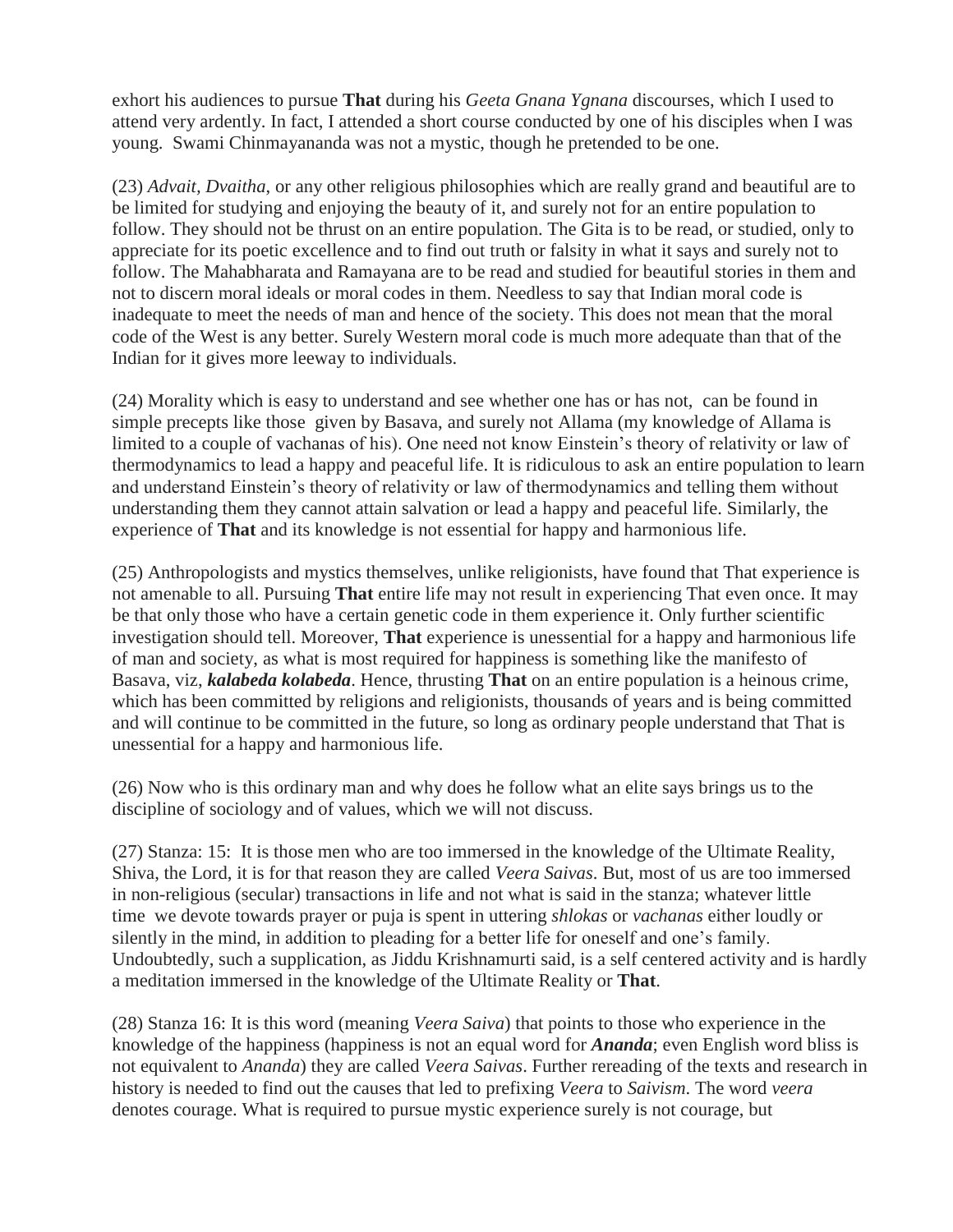exhort his audiences to pursue **That** during his *Geeta Gnana Ygnana* discourses, which I used to attend very ardently. In fact, I attended a short course conducted by one of his disciples when I was young. Swami Chinmayananda was not a mystic, though he pretended to be one.

(23) *Advait, Dvaitha*, or any other religious philosophies which are really grand and beautiful are to be limited for studying and enjoying the beauty of it, and surely not for an entire population to follow. They should not be thrust on an entire population. The Gita is to be read, or studied, only to appreciate for its poetic excellence and to find out truth or falsity in what it says and surely not to follow. The Mahabharata and Ramayana are to be read and studied for beautiful stories in them and not to discern moral ideals or moral codes in them. Needless to say that Indian moral code is inadequate to meet the needs of man and hence of the society. This does not mean that the moral code of the West is any better. Surely Western moral code is much more adequate than that of the Indian for it gives more leeway to individuals.

(24) Morality which is easy to understand and see whether one has or has not, can be found in simple precepts like those given by Basava, and surely not Allama (my knowledge of Allama is limited to a couple of vachanas of his). One need not know Einstein's theory of relativity or law of thermodynamics to lead a happy and peaceful life. It is ridiculous to ask an entire population to learn and understand Einstein's theory of relativity or law of thermodynamics and telling them without understanding them they cannot attain salvation or lead a happy and peaceful life. Similarly, the experience of **That** and its knowledge is not essential for happy and harmonious life.

(25) Anthropologists and mystics themselves, unlike religionists, have found that That experience is not amenable to all. Pursuing **That** entire life may not result in experiencing That even once. It may be that only those who have a certain genetic code in them experience it. Only further scientific investigation should tell. Moreover, **That** experience is unessential for a happy and harmonious life of man and society, as what is most required for happiness is something like the manifesto of Basava, viz, ***kalabeda kolabeda***. Hence, thrusting **That** on an entire population is a heinous crime, which has been committed by religions and religionists, thousands of years and is being committed and will continue to be committed in the future, so long as ordinary people understand that That is unessential for a happy and harmonious life.

(26) Now who is this ordinary man and why does he follow what an elite says brings us to the discipline of sociology and of values, which we will not discuss.

(27) Stanza: 15: It is those men who are too immersed in the knowledge of the Ultimate Reality, Shiva, the Lord, it is for that reason they are called *Veera Saivas*. But, most of us are too immersed in non-religious (secular) transactions in life and not what is said in the stanza; whatever little time we devote towards prayer or puja is spent in uttering *shlokas* or *vachanas* either loudly or silently in the mind, in addition to pleading for a better life for oneself and one's family. Undoubtedly, such a supplication, as Jiddu Krishnamurti said, is a self centered activity and is hardly a meditation immersed in the knowledge of the Ultimate Reality or **That**.

(28) Stanza 16: It is this word (meaning *Veera Saiva*) that points to those who experience in the knowledge of the happiness (happiness is not an equal word for ***Ananda***; even English word bliss is not equivalent to *Ananda*) they are called *Veera Saivas*. Further rereading of the texts and research in history is needed to find out the causes that led to prefixing *Veera* to *Saivism*. The word *veera* denotes courage. What is required to pursue mystic experience surely is not courage, but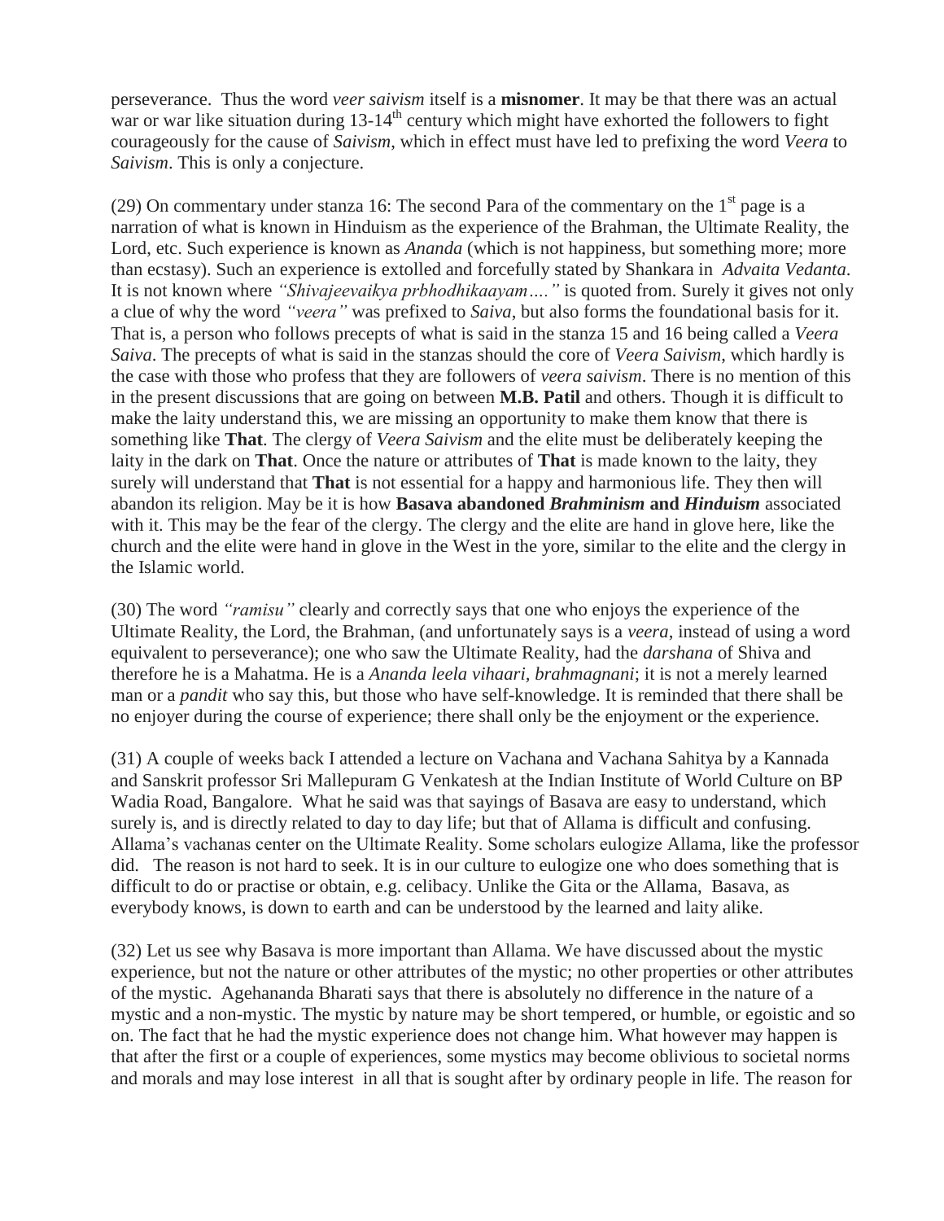perseverance. Thus the word *veer saivism* itself is a **misnomer**. It may be that there was an actual war or war like situation during 13-14th century which might have exhorted the followers to fight courageously for the cause of *Saivism*, which in effect must have led to prefixing the word *Veera* to *Saivism*. This is only a conjecture.

(29) On commentary under stanza 16: The second Para of the commentary on the 1st page is a narration of what is known in Hinduism as the experience of the Brahman, the Ultimate Reality, the Lord, etc. Such experience is known as *Ananda* (which is not happiness, but something more; more than ecstasy). Such an experience is extolled and forcefully stated by Shankara in *Advaita Vedanta*. It is not known where *"Shivajeevaikya prbhodhikaayam…."* is quoted from. Surely it gives not only a clue of why the word *"veera"* was prefixed to *Saiva*, but also forms the foundational basis for it. That is, a person who follows precepts of what is said in the stanza 15 and 16 being called a *Veera Saiva*. The precepts of what is said in the stanzas should the core of *Veera Saivism*, which hardly is the case with those who profess that they are followers of *veera saivism*. There is no mention of this in the present discussions that are going on between **M.B. Patil** and others. Though it is difficult to make the laity understand this, we are missing an opportunity to make them know that there is something like **That**. The clergy of *Veera Saivism* and the elite must be deliberately keeping the laity in the dark on **That**. Once the nature or attributes of **That** is made known to the laity, they surely will understand that **That** is not essential for a happy and harmonious life. They then will abandon its religion. May be it is how **Basava abandoned *Brahminism* and *Hinduism*** associated with it. This may be the fear of the clergy. The clergy and the elite are hand in glove here, like the church and the elite were hand in glove in the West in the yore, similar to the elite and the clergy in the Islamic world.

(30) The word *"ramisu"* clearly and correctly says that one who enjoys the experience of the Ultimate Reality, the Lord, the Brahman, (and unfortunately says is a *veera*, instead of using a word equivalent to perseverance); one who saw the Ultimate Reality, had the *darshana* of Shiva and therefore he is a Mahatma. He is a *Ananda leela vihaari, brahmagnani*; it is not a merely learned man or a *pandit* who say this, but those who have self-knowledge. It is reminded that there shall be no enjoyer during the course of experience; there shall only be the enjoyment or the experience.

(31) A couple of weeks back I attended a lecture on Vachana and Vachana Sahitya by a Kannada and Sanskrit professor Sri Mallepuram G Venkatesh at the Indian Institute of World Culture on BP Wadia Road, Bangalore. What he said was that sayings of Basava are easy to understand, which surely is, and is directly related to day to day life; but that of Allama are difficult and confusing. Allama's vachanas center on the Ultimate Reality. Some scholars eulogize Allama, like the professor did. The reason is not hard to seek. It is in our culture to eulogize one who does something that is difficult to do or practise or obtain, e.g. celibacy. Unlike the Gita or the Allama, Basava, as everybody knows, is down to earth and can be understood by the learned and laity alike.

(32) Let us see why Basava is more important than Allama. We have discussed about the mystic experience, but not the nature or other attributes of the mystic; no other properties or other attributes of the mystic. Agehananda Bharati says that there is absolutely no difference in the nature of a mystic and a non-mystic. The mystic by nature may be short tempered, or humble, or egoistic and so on. The fact that he had the mystic experience does not change him. What however may happen is that after the first or a couple of experiences, some mystics may become oblivious to societal norms and morals and may lose interest in all that is sought after by ordinary people in life. The reason for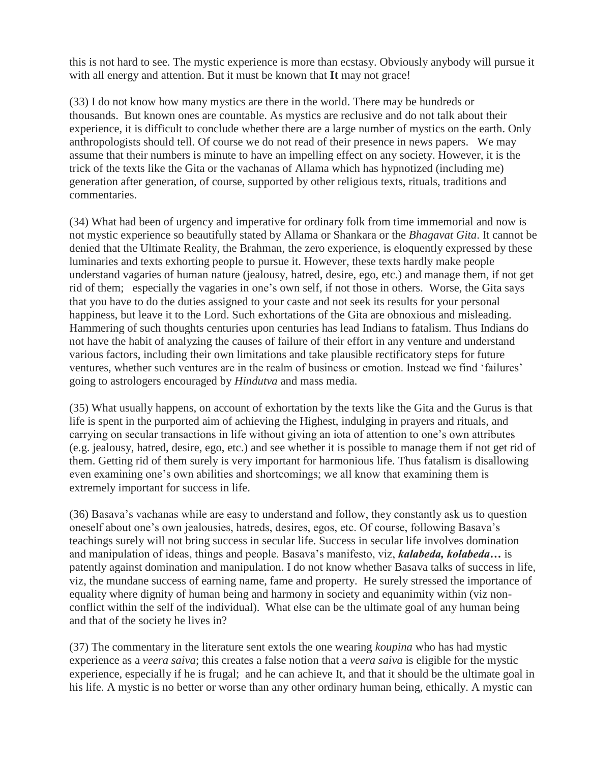this is not hard to see. The mystic experience is more than ecstasy. Obviously anybody will pursue it with all energy and attention. But it must be known that **It** may not grace!

(33) I do not know how many mystics are there in the world. There may be hundreds or thousands. But known ones are countable. As mystics are reclusive and do not talk about their experience, it is difficult to conclude whether there are a large number of mystics on the earth. Only anthropologists should tell. Of course we do not read of their presence in news papers. We may assume that their numbers is minute to have an impelling effect on any society. However, it is the trick of the texts like the Gita or the vachanas of Allama which has hypnotized (including me) generation after generation, of course, supported by other religious texts, rituals, traditions and commentaries.

(34) What had been of urgency and imperative for ordinary folk from time immemorial and now is not mystic experience so beautifully stated by Allama or Shankara or the *Bhagavat Gita*. It cannot be denied that the Ultimate Reality, the Brahman, the zero experience, is eloquently expressed by these luminaries and texts exhorting people to pursue it. However, these texts hardly make people understand vagaries of human nature (jealousy, hatred, desire, ego, etc.) and manage them, if not get rid of them; especially the vagaries in one's own self, if not those in others. Worse, the Gita says that you have to do the duties assigned to your caste and not seek its results for your personal happiness, but leave it to the Lord. Such exhortations of the Gita are obnoxious and misleading. Hammering of such thoughts centuries upon centuries has lead Indians to fatalism. Thus Indians do not have the habit of analyzing the causes of failure of their effort in any venture and understand various factors, including their own limitations and take plausible rectificatory steps for future ventures, whether such ventures are in the realm of business or emotion. Instead we find 'failures' going to astrologers encouraged by *Hindutva* and mass media.

(35) What usually happens, on account of exhortation by the texts like the Gita and the Gurus is that life is spent in the purported aim of achieving the Highest, indulging in prayers and rituals, and carrying on secular transactions in life without giving an iota of attention to one's own attributes (e.g. jealousy, hatred, desire, ego, etc.) and see whether it is possible to manage them if not get rid of them. Getting rid of them surely is very important for harmonious life. Thus fatalism is disallowing even examining one's own abilities and shortcomings; we all know that examining them is extremely important for success in life.

(36) Basava's vachanas while are easy to understand and follow, they constantly ask us to question oneself about one's own jealousies, hatreds, desires, egos, etc. Of course, following Basava's teachings surely will not bring success in secular life. Success in secular life involves domination and manipulation of ideas, things and people. Basava's manifesto, viz, ***kalabeda, kolabeda…*** is patently against domination and manipulation. I do not know whether Basava talks of success in life, viz, the mundane success of earning name, fame and property. He surely stressed the importance of equality where dignity of human being and harmony in society and equanimity within (viz non-conflict within the self of the individual). What else can be the ultimate goal of any human being and that of the society he lives in?

(37) The commentary in the literature sent extols the one wearing *koupina* who has had mystic experience as a *veera saiva*; this creates a false notion that a *veera saiva* is eligible for the mystic experience, especially if he is frugal; and he can achieve It, and that it should be the ultimate goal in his life. A mystic is no better or worse than any other ordinary human being, ethically. A mystic can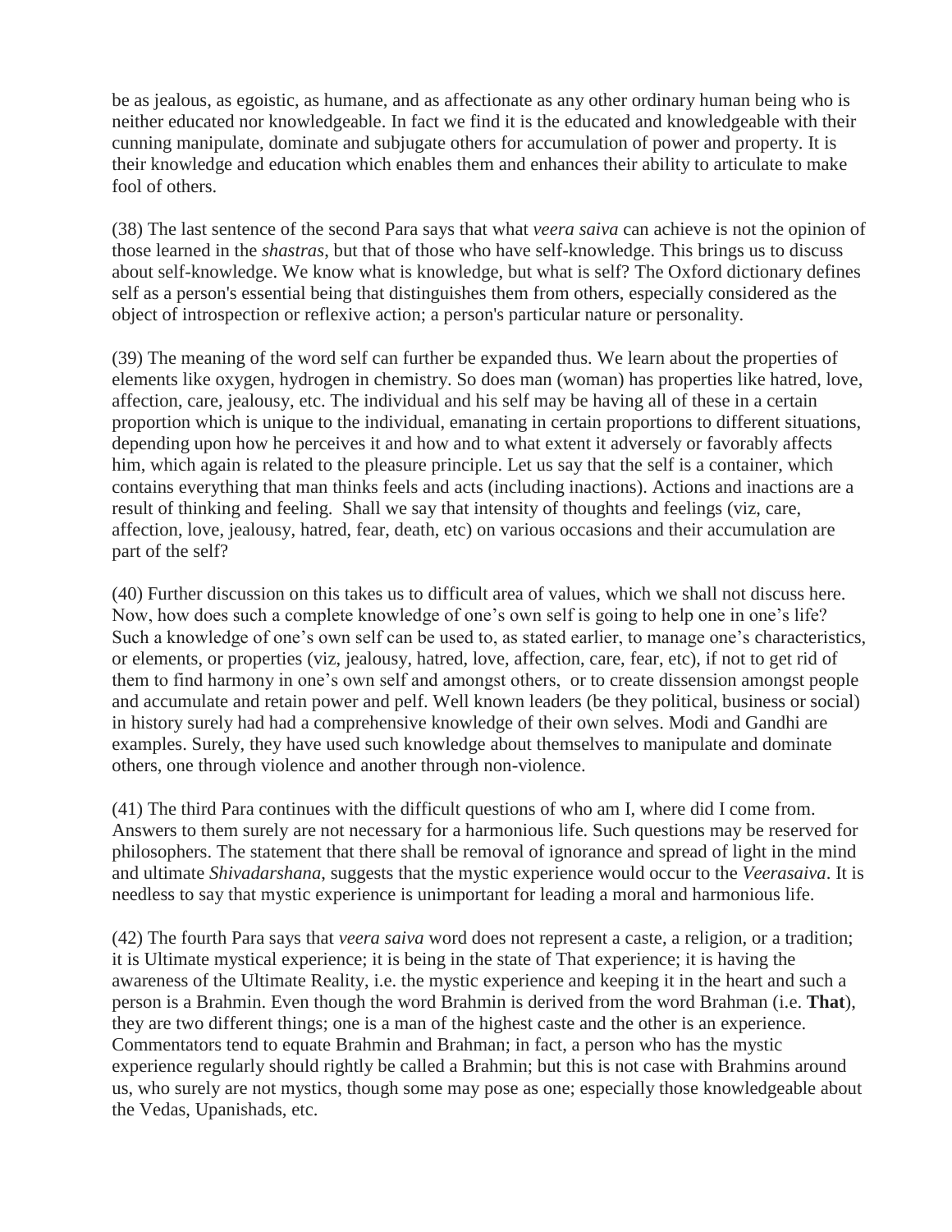be as jealous, as egoistic, as humane, and as affectionate as any other ordinary human being who is neither educated nor knowledgeable. In fact we find it is the educated and knowledgeable with their cunning manipulate, dominate and subjugate others for accumulation of power and property. It is their knowledge and education which enables them and enhances their ability to articulate to make fool of others.

(38) The last sentence of the second Para says that what *veera saiva* can achieve is not the opinion of those learned in the *shastras*, but that of those who have self-knowledge. This brings us to discuss about self-knowledge. We know what is knowledge, but what is self? The Oxford dictionary defines self as a person's essential being that distinguishes them from others, especially considered as the object of introspection or reflexive action; a person's particular nature or personality.

(39) The meaning of the word self can further be expanded thus. We learn about the properties of elements like oxygen, hydrogen in chemistry. So does man (woman) has properties like hatred, love, affection, care, jealousy, etc. The individual and his self may be having all of these in a certain proportion which is unique to the individual, emanating in certain proportions to different situations, depending upon how he perceives it and how and to what extent it adversely or favorably affects him, which again is related to the pleasure principle. Let us say that the self is a container, which contains everything that man thinks feels and acts (including inactions). Actions and inactions are a result of thinking and feeling. Shall we say that intensity of thoughts and feelings (viz, care, affection, love, jealousy, hatred, fear, death, etc) on various occasions and their accumulation are part of the self?

(40) Further discussion on this takes us to difficult area of values, which we shall not discuss here. Now, how does such a complete knowledge of one's own self is going to help one in one's life? Such a knowledge of one's own self can be used to, as stated earlier, to manage one's characteristics, or elements, or properties (viz, jealousy, hatred, love, affection, care, fear, etc), if not to get rid of them to find harmony in one's own self and amongst others, or to create dissension amongst people and accumulate and retain power and pelf. Well known leaders (be they political, business or social) in history surely had had a comprehensive knowledge of their own selves. Modi and Gandhi are examples. Surely, they have used such knowledge about themselves to manipulate and dominate others, one through violence and another through non-violence.

(41) The third Para continues with the difficult questions of who am I, where did I come from. Answers to them surely are not necessary for a harmonious life. Such questions may be reserved for philosophers. The statement that there shall be removal of ignorance and spread of light in the mind and ultimate *Shivadarshana*, suggests that the mystic experience would occur to the *Veerasaiva*. It is needless to say that mystic experience is unimportant for leading a moral and harmonious life.

(42) The fourth Para says that *veera saiva* word does not represent a caste, a religion, or a tradition; it is Ultimate mystical experience; it is being in the state of That experience; it is having the awareness of the Ultimate Reality, i.e. the mystic experience and keeping it in the heart and such a person is a Brahmin. Even though the word Brahmin is derived from the word Brahman (i.e. **That**), they are two different things; one is a man of the highest caste and the other is an experience. Commentators tend to equate Brahmin and Brahman; in fact, a person who has the mystic experience regularly should rightly be called a Brahmin; but this is not case with Brahmins around us, who surely are not mystics, though some may pose as one; especially those knowledgeable about the Vedas, Upanishads, etc.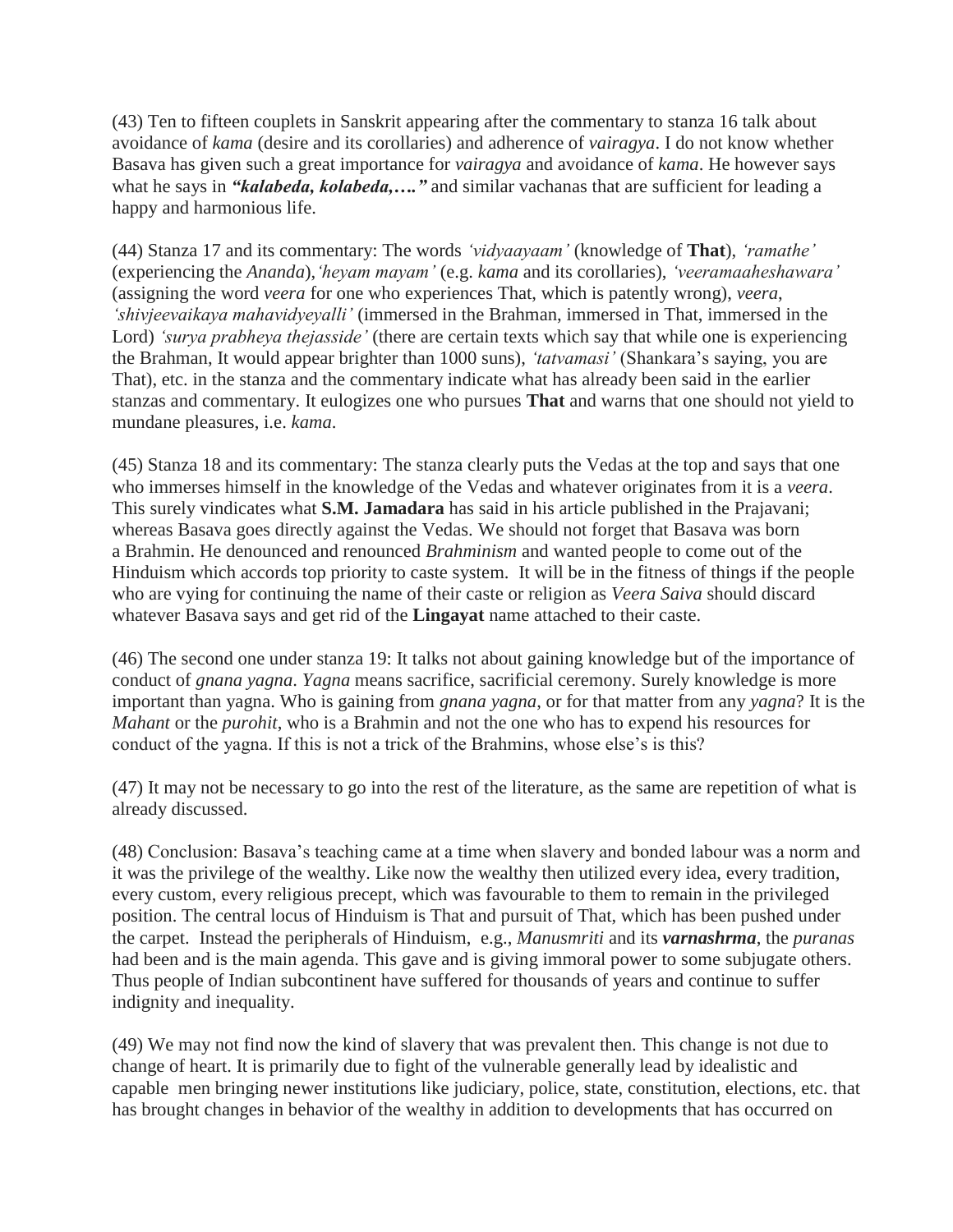(43) Ten to fifteen couplets in Sanskrit appearing after the commentary to stanza 16 talk about avoidance of *kama* (desire and its corollaries) and adherence of *vairagya*. I do not know whether Basava has given such a great importance for *vairagya* and avoidance of *kama*. He however says what he says in ***"kalabeda, kolabeda,…."*** and similar vachanas that are sufficient for leading a happy and harmonious life.

(44) Stanza 17 and its commentary: The words *'vidyaayaam'* (knowledge of **That**), *'ramathe'* (experiencing the *Ananda*),*'heyam mayam'* (e.g. *kama* and its corollaries), *'veeramaaheshawara'* (assigning the word *veera* for one who experiences That, which is patently wrong), *veera*, *'shivjeevaikaya mahavidyeyalli'* (immersed in the Brahman, immersed in That, immersed in the Lord) *'surya prabheya thejasside'* (there are certain texts which say that while one is experiencing the Brahman, It would appear brighter than 1000 suns), *'tatvamasi'* (Shankara's saying, you are That), etc. in the stanza and the commentary indicate what has already been said in the earlier stanzas and commentary. It eulogizes one who pursues **That** and warns that one should not yield to mundane pleasures, i.e. *kama*.

(45) Stanza 18 and its commentary: The stanza clearly puts the Vedas at the top and says that one who immerses himself in the knowledge of the Vedas and whatever originates from it is a *veera*. This surely vindicates what **S.M. Jamadara** has said in his article published in the Prajavani; whereas Basava goes directly against the Vedas. We should not forget that Basava was born a Brahmin. He denounced and renounced *Brahminism* and wanted people to come out of the Hinduism which accords top priority to caste system. It will be in the fitness of things if the people who are vying for continuing the name of their caste or religion as *Veera Saiva* should discard whatever Basava says and get rid of the **Lingayat** name attached to their caste.

(46) The second one under stanza 19: It talks not about gaining knowledge but of the importance of conduct of *gnana yagna*. *Yagna* means sacrifice, sacrificial ceremony. Surely knowledge is more important than yagna. Who is gaining from *gnana yagna*, or for that matter from any *yagna*? It is the *Mahant* or the *purohit*, who is a Brahmin and not the one who has to expend his resources for conduct of the yagna. If this is not a trick of the Brahmins, whose else's is this?

(47) It may not be necessary to go into the rest of the literature, as the same are repetition of what is already discussed.

(48) Conclusion: Basava's teaching came at a time when slavery and bonded labour was a norm and it was the privilege of the wealthy. Like now the wealthy then utilized every idea, every tradition, every custom, every religious precept, which was favourable to them to remain in the privileged position. The central locus of Hinduism is That and pursuit of That, which has been pushed under the carpet. Instead the peripherals of Hinduism, e.g., *Manusmriti* and its ***varnashrma***, the *puranas* had been and is the main agenda. This gave and is giving immoral power to some subjugate others. Thus people of Indian subcontinent have suffered for thousands of years and continue to suffer indignity and inequality.

(49) We may not find now the kind of slavery that was prevalent then. This change is not due to change of heart. It is primarily due to fight of the vulnerable generally lead by idealistic and capable men bringing newer institutions like judiciary, police, state, constitution, elections, etc. that has brought changes in behavior of the wealthy in addition to developments that has occurred on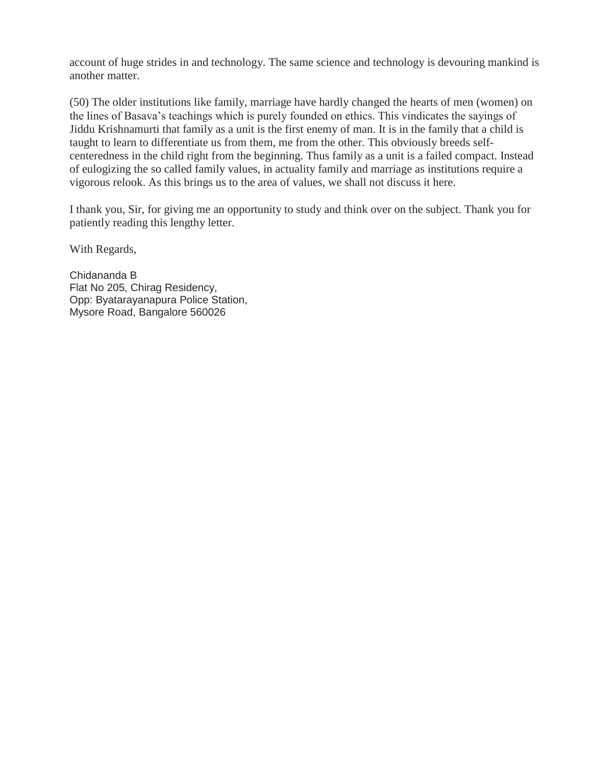account of huge strides in and technology. The same science and technology is devouring mankind is another matter.

(50) The older institutions like family, marriage have hardly changed the hearts of men (women) on the lines of Basava's teachings which is purely founded on ethics. This vindicates the sayings of Jiddu Krishnamurti that family as a unit is the first enemy of man. It is in the family that a child is taught to learn to differentiate us from them, me from the other. This obviously breeds self-centeredness in the child right from the beginning. Thus family as a unit is a failed compact. Instead of eulogizing the so called family values, in actuality family and marriage as institutions require a vigorous relook. As this brings us to the area of values, we shall not discuss it here.

I thank you, Sir, for giving me an opportunity to study and think over on the subject. Thank you for patiently reading this lengthy letter.

With Regards,

Chidananda B
Flat No 205, Chirag Residency,
Opp: Byatarayanapura Police Station,
Mysore Road, Bangalore 560026